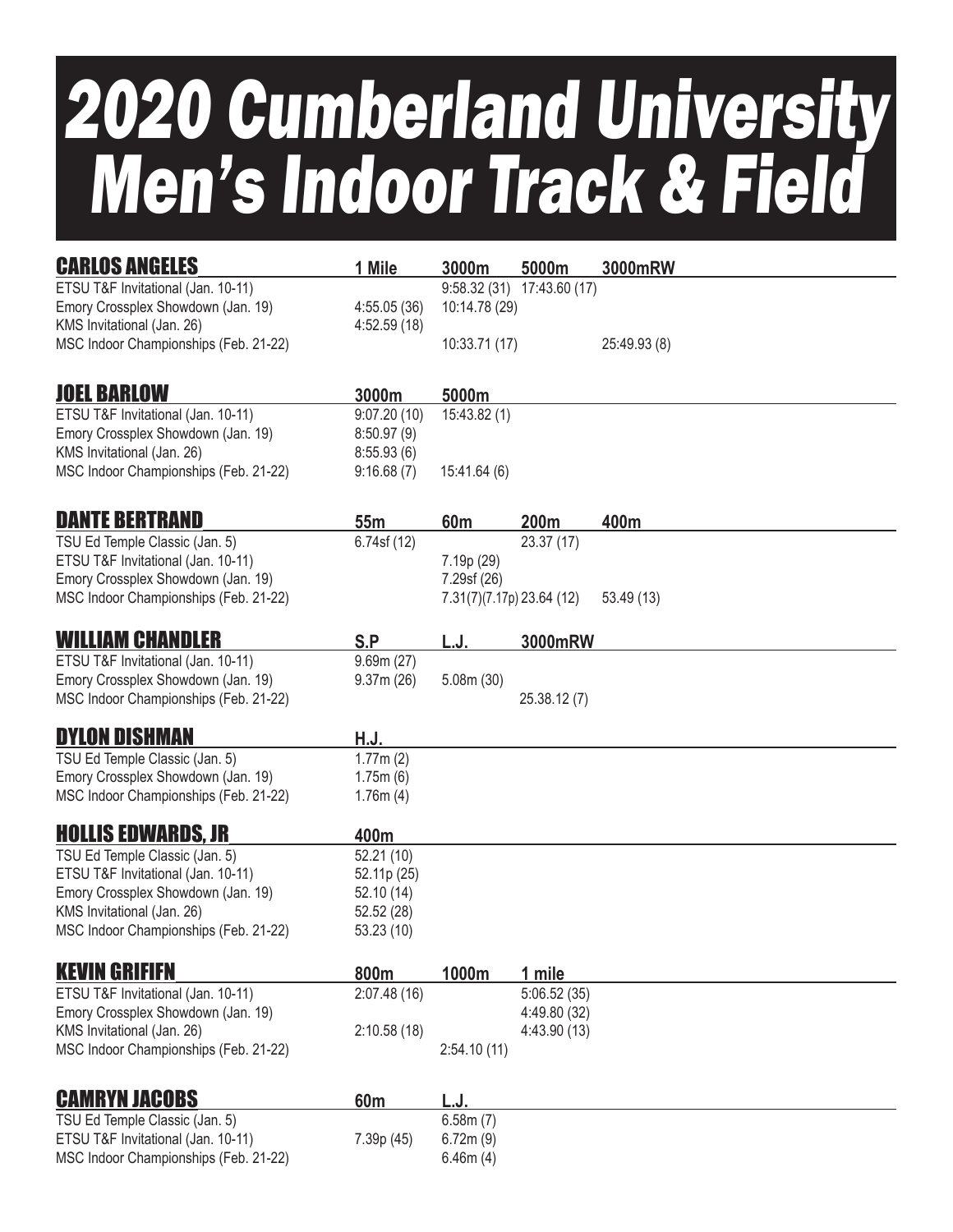# 2020 Cumberland University Men's Indoor Track & Field

## CARLOS ANGELES

| | 1 Mile | 3000m | 5000m | 3000mRW |
|---|---|---|---|---|
| ETSU T&F Invitational (Jan. 10-11) | | 9:58.32 (31) | 17:43.60 (17) | |
| Emory Crossplex Showdown (Jan. 19) | 4:55.05 (36) | 10:14.78 (29) | | |
| KMS Invitational (Jan. 26) | 4:52.59 (18) | | | |
| MSC Indoor Championships (Feb. 21-22) | | 10:33.71 (17) | | 25:49.93 (8) |

## JOEL BARLOW

| | 3000m | 5000m |
|---|---|---|
| ETSU T&F Invitational (Jan. 10-11) | 9:07.20 (10) | 15:43.82 (1) |
| Emory Crossplex Showdown (Jan. 19) | 8:50.97 (9) | |
| KMS Invitational (Jan. 26) | 8:55.93 (6) | |
| MSC Indoor Championships (Feb. 21-22) | 9:16.68 (7) | 15:41.64 (6) |

## DANTE BERTRAND

| | 55m | 60m | 200m | 400m |
|---|---|---|---|---|
| TSU Ed Temple Classic (Jan. 5) | 6.74sf (12) | | 23.37 (17) | |
| ETSU T&F Invitational (Jan. 10-11) | | 7.19p (29) | | |
| Emory Crossplex Showdown (Jan. 19) | | 7.29sf (26) | | |
| MSC Indoor Championships (Feb. 21-22) | | 7.31(7)(7.17p) | 23.64 (12) | 53.49 (13) |

## WILLIAM CHANDLER

| | S.P | L.J. | 3000mRW |
|---|---|---|---|
| ETSU T&F Invitational (Jan. 10-11) | 9.69m (27) | | |
| Emory Crossplex Showdown (Jan. 19) | 9.37m (26) | 5.08m (30) | |
| MSC Indoor Championships (Feb. 21-22) | | | 25.38.12 (7) |

## DYLON DISHMAN

| | H.J. |
|---|---|
| TSU Ed Temple Classic (Jan. 5) | 1.77m (2) |
| Emory Crossplex Showdown (Jan. 19) | 1.75m (6) |
| MSC Indoor Championships (Feb. 21-22) | 1.76m (4) |

## HOLLIS EDWARDS, JR

| | 400m |
|---|---|
| TSU Ed Temple Classic (Jan. 5) | 52.21 (10) |
| ETSU T&F Invitational (Jan. 10-11) | 52.11p (25) |
| Emory Crossplex Showdown (Jan. 19) | 52.10 (14) |
| KMS Invitational (Jan. 26) | 52.52 (28) |
| MSC Indoor Championships (Feb. 21-22) | 53.23 (10) |

## KEVIN GRIFIFN

| | 800m | 1000m | 1 mile |
|---|---|---|---|
| ETSU T&F Invitational (Jan. 10-11) | 2:07.48 (16) | | 5:06.52 (35) |
| Emory Crossplex Showdown (Jan. 19) | | | 4:49.80 (32) |
| KMS Invitational (Jan. 26) | 2:10.58 (18) | | 4:43.90 (13) |
| MSC Indoor Championships (Feb. 21-22) | | 2:54.10 (11) | |

## CAMRYN JACOBS

| | 60m | L.J. |
|---|---|---|
| TSU Ed Temple Classic (Jan. 5) | | 6.58m (7) |
| ETSU T&F Invitational (Jan. 10-11) | 7.39p (45) | 6.72m (9) |
| MSC Indoor Championships (Feb. 21-22) | | 6.46m (4) |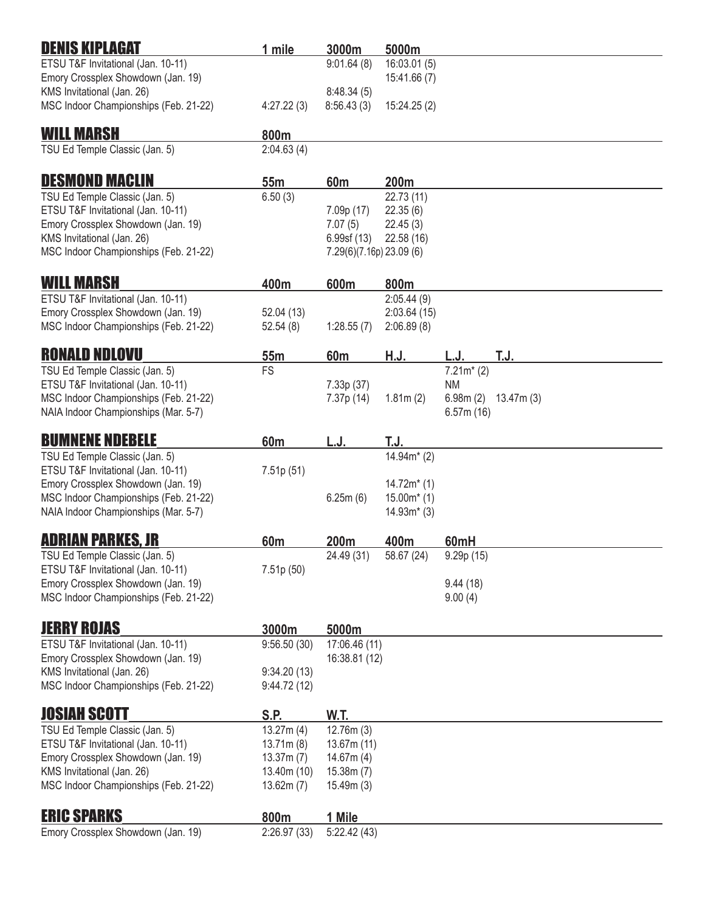## DENIS KIPLAGAT

| | 1 mile | 3000m | 5000m |
|---|---|---|---|
| ETSU T&F Invitational (Jan. 10-11) | | 9:01.64 (8) | 16:03.01 (5) |
| Emory Crossplex Showdown (Jan. 19) | | | 15:41.66 (7) |
| KMS Invitational (Jan. 26) | | 8:48.34 (5) | |
| MSC Indoor Championships (Feb. 21-22) | 4:27.22 (3) | 8:56.43 (3) | 15:24.25 (2) |

## WILL MARSH

| | 800m |
|---|---|
| TSU Ed Temple Classic (Jan. 5) | 2:04.63 (4) |

## DESMOND MACLIN

| | 55m | 60m | 200m |
|---|---|---|---|
| TSU Ed Temple Classic (Jan. 5) | 6.50 (3) | | 22.73 (11) |
| ETSU T&F Invitational (Jan. 10-11) | | 7.09p (17) | 22.35 (6) |
| Emory Crossplex Showdown (Jan. 19) | | 7.07 (5) | 22.45 (3) |
| KMS Invitational (Jan. 26) | | 6.99sf (13) | 22.58 (16) |
| MSC Indoor Championships (Feb. 21-22) | | 7.29(6)(7.16p) | 23.09 (6) |

## WILL MARSH

| | 400m | 600m | 800m |
|---|---|---|---|
| ETSU T&F Invitational (Jan. 10-11) | | | 2:05.44 (9) |
| Emory Crossplex Showdown (Jan. 19) | 52.04 (13) | | 2:03.64 (15) |
| MSC Indoor Championships (Feb. 21-22) | 52.54 (8) | 1:28.55 (7) | 2:06.89 (8) |

## RONALD NDLOVU

| | 55m | 60m | H.J. | L.J. | T.J. |
|---|---|---|---|---|---|
| TSU Ed Temple Classic (Jan. 5) | FS | | | 7.21m* (2) | |
| ETSU T&F Invitational (Jan. 10-11) | | 7.33p (37) | | NM | |
| MSC Indoor Championships (Feb. 21-22) | | 7.37p (14) | 1.81m (2) | 6.98m (2) | 13.47m (3) |
| NAIA Indoor Championships (Mar. 5-7) | | | | 6.57m (16) | |

## BUMNENE NDEBELE

| | 60m | L.J. | T.J. |
|---|---|---|---|
| TSU Ed Temple Classic (Jan. 5) | | | 14.94m* (2) |
| ETSU T&F Invitational (Jan. 10-11) | 7.51p (51) | | |
| Emory Crossplex Showdown (Jan. 19) | | | 14.72m* (1) |
| MSC Indoor Championships (Feb. 21-22) | | 6.25m (6) | 15.00m* (1) |
| NAIA Indoor Championships (Mar. 5-7) | | | 14.93m* (3) |

## ADRIAN PARKES, JR

| | 60m | 200m | 400m | 60mH |
|---|---|---|---|---|
| TSU Ed Temple Classic (Jan. 5) | | 24.49 (31) | 58.67 (24) | 9.29p (15) |
| ETSU T&F Invitational (Jan. 10-11) | 7.51p (50) | | | |
| Emory Crossplex Showdown (Jan. 19) | | | | 9.44 (18) |
| MSC Indoor Championships (Feb. 21-22) | | | | 9.00 (4) |

## JERRY ROJAS

| | 3000m | 5000m |
|---|---|---|
| ETSU T&F Invitational (Jan. 10-11) | 9:56.50 (30) | 17:06.46 (11) |
| Emory Crossplex Showdown (Jan. 19) | | 16:38.81 (12) |
| KMS Invitational (Jan. 26) | 9:34.20 (13) | |
| MSC Indoor Championships (Feb. 21-22) | 9:44.72 (12) | |

## JOSIAH SCOTT

| | S.P. | W.T. |
|---|---|---|
| TSU Ed Temple Classic (Jan. 5) | 13.27m (4) | 12.76m (3) |
| ETSU T&F Invitational (Jan. 10-11) | 13.71m (8) | 13.67m (11) |
| Emory Crossplex Showdown (Jan. 19) | 13.37m (7) | 14.67m (4) |
| KMS Invitational (Jan. 26) | 13.40m (10) | 15.38m (7) |
| MSC Indoor Championships (Feb. 21-22) | 13.62m (7) | 15.49m (3) |

## ERIC SPARKS

| | 800m | 1 Mile |
|---|---|---|
| Emory Crossplex Showdown (Jan. 19) | 2:26.97 (33) | 5:22.42 (43) |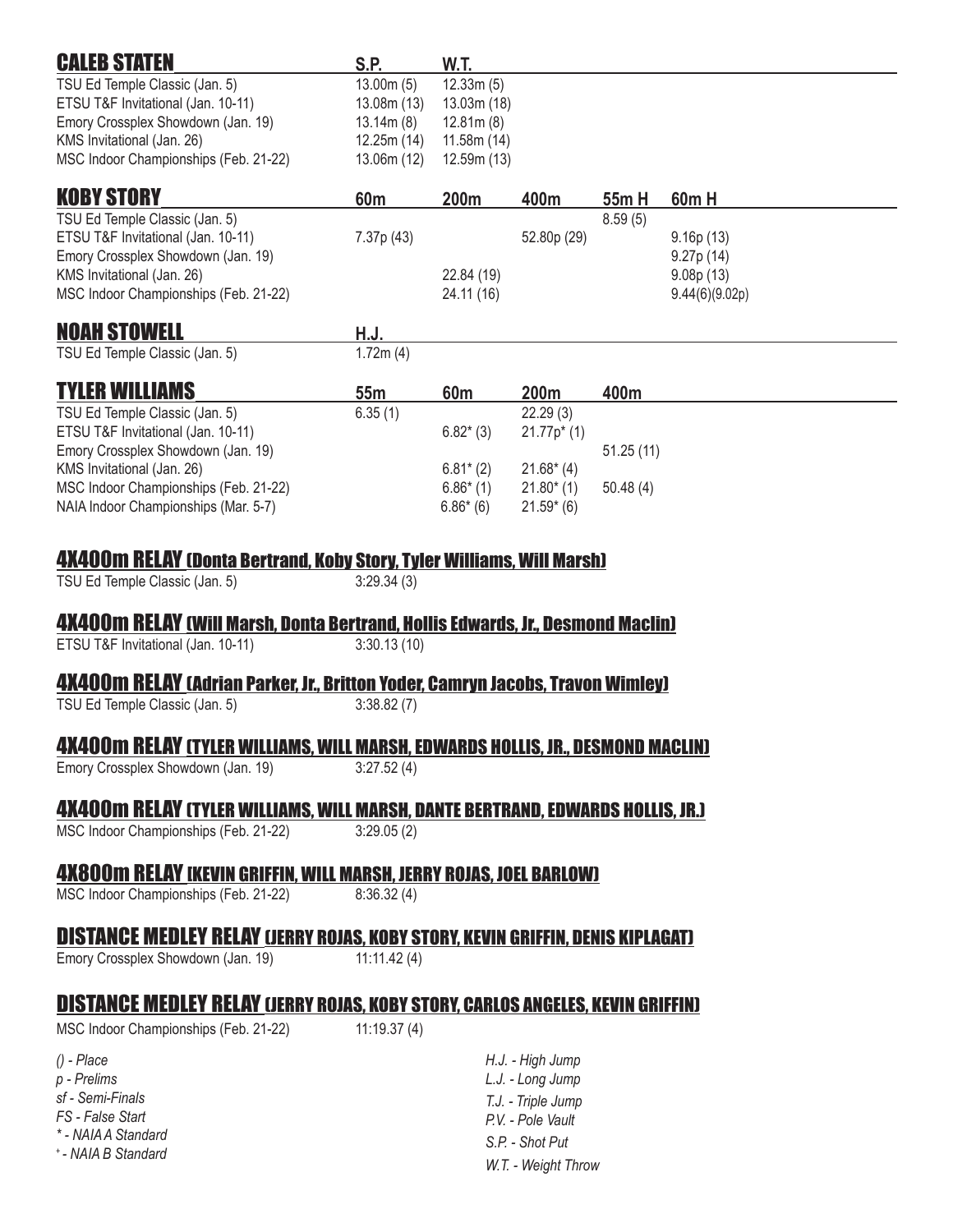## CALEB STATEN

| | S.P. | W.T. |
|---|---|---|
| TSU Ed Temple Classic (Jan. 5) | 13.00m (5) | 12.33m (5) |
| ETSU T&F Invitational (Jan. 10-11) | 13.08m (13) | 13.03m (18) |
| Emory Crossplex Showdown (Jan. 19) | 13.14m (8) | 12.81m (8) |
| KMS Invitational (Jan. 26) | 12.25m (14) | 11.58m (14) |
| MSC Indoor Championships (Feb. 21-22) | 13.06m (12) | 12.59m (13) |

## KOBY STORY

| | 60m | 200m | 400m | 55m H | 60m H |
|---|---|---|---|---|---|
| TSU Ed Temple Classic (Jan. 5) | | | | 8.59 (5) | |
| ETSU T&F Invitational (Jan. 10-11) | 7.37p (43) | | 52.80p (29) | | 9.16p (13) |
| Emory Crossplex Showdown (Jan. 19) | | | | | 9.27p (14) |
| KMS Invitational (Jan. 26) | | 22.84 (19) | | | 9.08p (13) |
| MSC Indoor Championships (Feb. 21-22) | | 24.11 (16) | | | 9.44(6)(9.02p) |

## NOAH STOWELL

| | H.J. |
|---|---|
| TSU Ed Temple Classic (Jan. 5) | 1.72m (4) |

## TYLER WILLIAMS

| | 55m | 60m | 200m | 400m |
|---|---|---|---|---|
| TSU Ed Temple Classic (Jan. 5) | 6.35 (1) | | 22.29 (3) | |
| ETSU T&F Invitational (Jan. 10-11) | | 6.82* (3) | 21.77p* (1) | |
| Emory Crossplex Showdown (Jan. 19) | | | | 51.25 (11) |
| KMS Invitational (Jan. 26) | | 6.81* (2) | 21.68* (4) | |
| MSC Indoor Championships (Feb. 21-22) | | 6.86* (1) | 21.80* (1) | 50.48 (4) |
| NAIA Indoor Championships (Mar. 5-7) | | 6.86* (6) | 21.59* (6) | |

## 4X400m RELAY (Donta Bertrand, Koby Story, Tyler Williams, Will Marsh)

TSU Ed Temple Classic (Jan. 5) 3:29.34 (3)

## 4X400m RELAY (Will Marsh, Donta Bertrand, Hollis Edwards, Jr., Desmond Maclin)

ETSU T&F Invitational (Jan. 10-11) 3:30.13 (10)

## 4X400m RELAY (Adrian Parker, Jr., Britton Yoder, Camryn Jacobs, Travon Wimley)

TSU Ed Temple Classic (Jan. 5) 3:38.82 (7)

## 4X400m RELAY (TYLER WILLIAMS, WILL MARSH, EDWARDS HOLLIS, JR., DESMOND MACLIN)

Emory Crossplex Showdown (Jan. 19) 3:27.52 (4)

## 4X400m RELAY (TYLER WILLIAMS, WILL MARSH, DANTE BERTRAND, EDWARDS HOLLIS, JR.)

MSC Indoor Championships (Feb. 21-22) 3:29.05 (2)

## 4X800m RELAY [KEVIN GRIFFIN, WILL MARSH, JERRY ROJAS, JOEL BARLOW]

MSC Indoor Championships (Feb. 21-22) 8:36.32 (4)

## DISTANCE MEDLEY RELAY (JERRY ROJAS, KOBY STORY, KEVIN GRIFFIN, DENIS KIPLAGAT)

Emory Crossplex Showdown (Jan. 19) 11:11.42 (4)

## DISTANCE MEDLEY RELAY (JERRY ROJAS, KOBY STORY, CARLOS ANGELES, KEVIN GRIFFIN)

MSC Indoor Championships (Feb. 21-22) 11:19.37 (4)

*() - Place*
*p - Prelims*
*sf - Semi-Finals*
*FS - False Start*
** - NAIA A Standard*
*+ - NAIA B Standard*

*H.J. - High Jump*
*L.J. - Long Jump*
*T.J. - Triple Jump*
*P.V. - Pole Vault*
*S.P. - Shot Put*
*W.T. - Weight Throw*